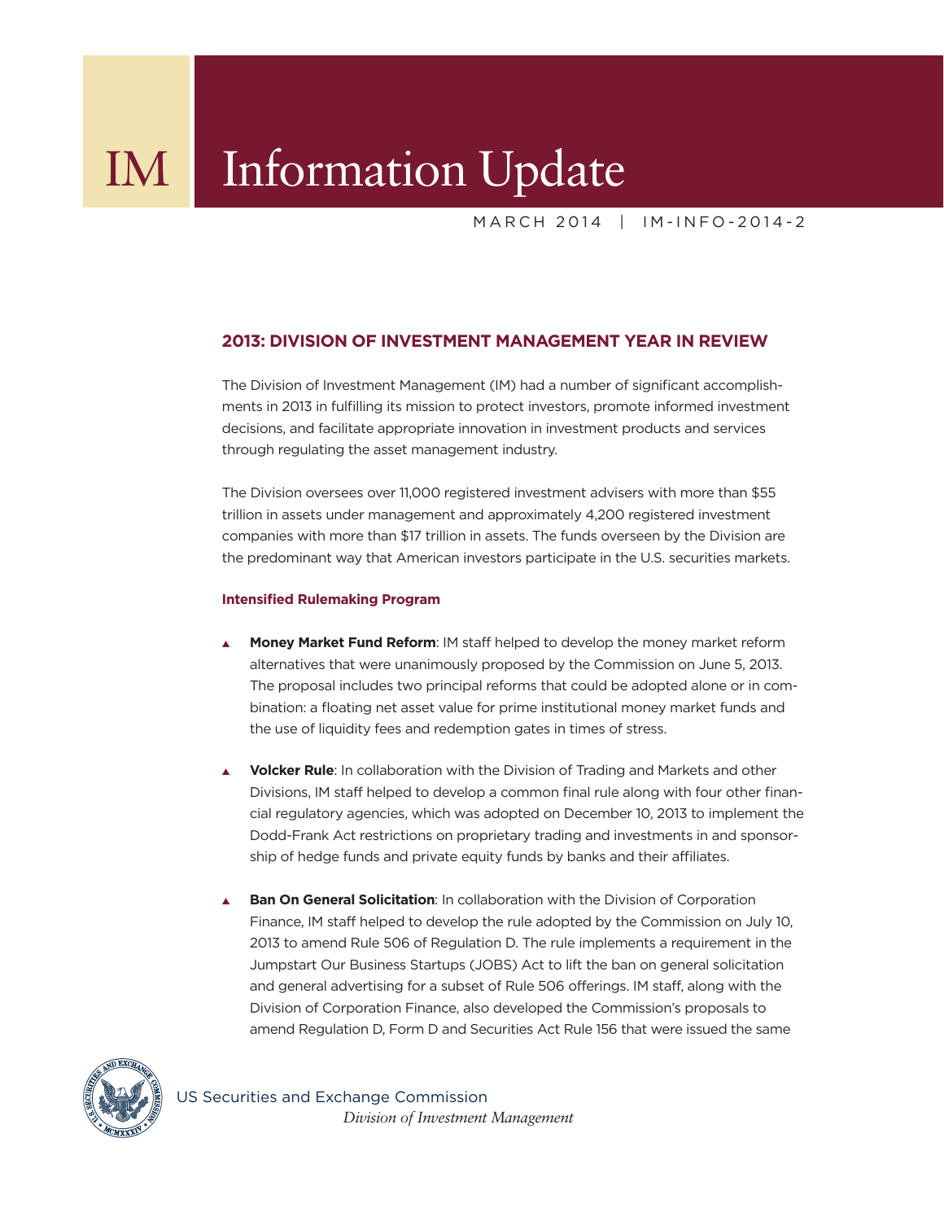# IM Information Update

MARCH 2014 | IM-INFO-2014-2

## 2013: DIVISION OF INVESTMENT MANAGEMENT YEAR IN REVIEW

The Division of Investment Management (IM) had a number of significant accomplishments in 2013 in fulfilling its mission to protect investors, promote informed investment decisions, and facilitate appropriate innovation in investment products and services through regulating the asset management industry.

The Division oversees over 11,000 registered investment advisers with more than $55 trillion in assets under management and approximately 4,200 registered investment companies with more than $17 trillion in assets. The funds overseen by the Division are the predominant way that American investors participate in the U.S. securities markets.

### Intensified Rulemaking Program

- **Money Market Fund Reform**: IM staff helped to develop the money market reform alternatives that were unanimously proposed by the Commission on June 5, 2013. The proposal includes two principal reforms that could be adopted alone or in combination: a floating net asset value for prime institutional money market funds and the use of liquidity fees and redemption gates in times of stress.

- **Volcker Rule**: In collaboration with the Division of Trading and Markets and other Divisions, IM staff helped to develop a common final rule along with four other financial regulatory agencies, which was adopted on December 10, 2013 to implement the Dodd-Frank Act restrictions on proprietary trading and investments in and sponsorship of hedge funds and private equity funds by banks and their affiliates.

- **Ban On General Solicitation**: In collaboration with the Division of Corporation Finance, IM staff helped to develop the rule adopted by the Commission on July 10, 2013 to amend Rule 506 of Regulation D. The rule implements a requirement in the Jumpstart Our Business Startups (JOBS) Act to lift the ban on general solicitation and general advertising for a subset of Rule 506 offerings. IM staff, along with the Division of Corporation Finance, also developed the Commission's proposals to amend Regulation D, Form D and Securities Act Rule 156 that were issued the same

US Securities and Exchange Commission
*Division of Investment Management*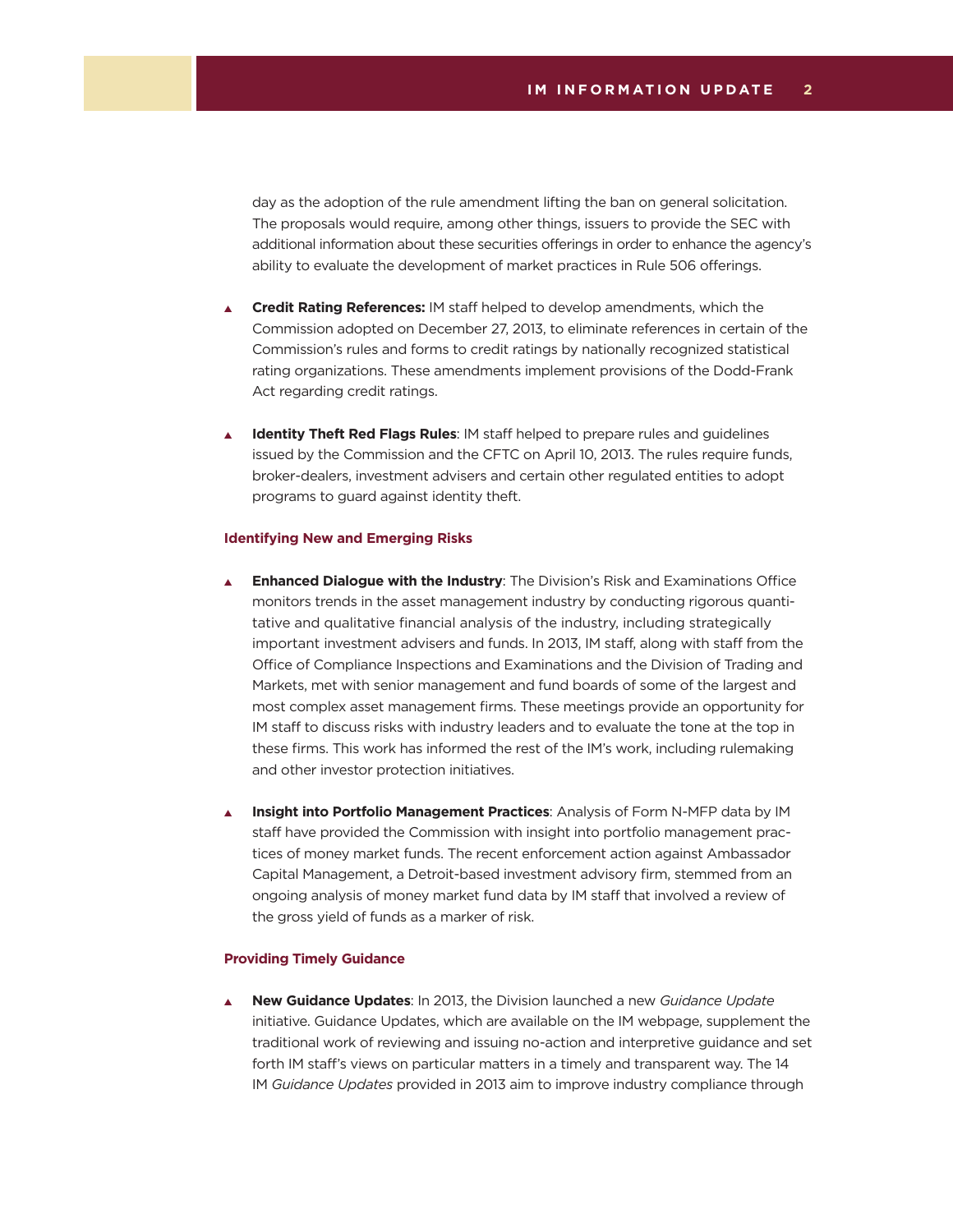day as the adoption of the rule amendment lifting the ban on general solicitation. The proposals would require, among other things, issuers to provide the SEC with additional information about these securities offerings in order to enhance the agency's ability to evaluate the development of market practices in Rule 506 offerings.

- **Credit Rating References:** IM staff helped to develop amendments, which the Commission adopted on December 27, 2013, to eliminate references in certain of the Commission's rules and forms to credit ratings by nationally recognized statistical rating organizations. These amendments implement provisions of the Dodd-Frank Act regarding credit ratings.

- **Identity Theft Red Flags Rules**: IM staff helped to prepare rules and guidelines issued by the Commission and the CFTC on April 10, 2013. The rules require funds, broker-dealers, investment advisers and certain other regulated entities to adopt programs to guard against identity theft.

### Identifying New and Emerging Risks

- **Enhanced Dialogue with the Industry**: The Division's Risk and Examinations Office monitors trends in the asset management industry by conducting rigorous quantitative and qualitative financial analysis of the industry, including strategically important investment advisers and funds. In 2013, IM staff, along with staff from the Office of Compliance Inspections and Examinations and the Division of Trading and Markets, met with senior management and fund boards of some of the largest and most complex asset management firms. These meetings provide an opportunity for IM staff to discuss risks with industry leaders and to evaluate the tone at the top in these firms. This work has informed the rest of the IM's work, including rulemaking and other investor protection initiatives.

- **Insight into Portfolio Management Practices**: Analysis of Form N-MFP data by IM staff have provided the Commission with insight into portfolio management practices of money market funds. The recent enforcement action against Ambassador Capital Management, a Detroit-based investment advisory firm, stemmed from an ongoing analysis of money market fund data by IM staff that involved a review of the gross yield of funds as a marker of risk.

### Providing Timely Guidance

- **New Guidance Updates**: In 2013, the Division launched a new *Guidance Update* initiative. Guidance Updates, which are available on the IM webpage, supplement the traditional work of reviewing and issuing no-action and interpretive guidance and set forth IM staff's views on particular matters in a timely and transparent way. The 14 IM *Guidance Updates* provided in 2013 aim to improve industry compliance through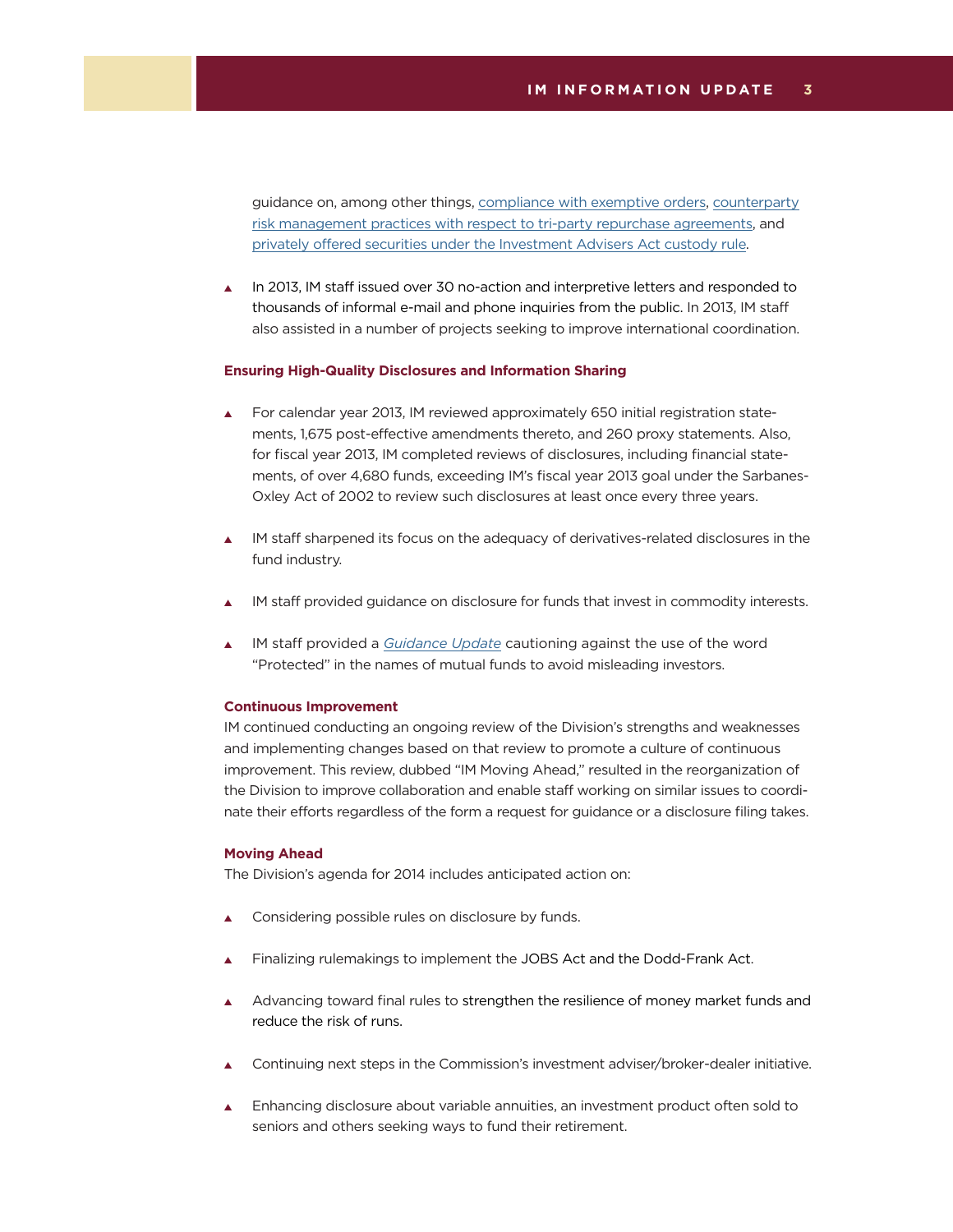guidance on, among other things, compliance with exemptive orders, counterparty risk management practices with respect to tri-party repurchase agreements, and privately offered securities under the Investment Advisers Act custody rule.

- In 2013, IM staff issued over 30 no-action and interpretive letters and responded to thousands of informal e-mail and phone inquiries from the public. In 2013, IM staff also assisted in a number of projects seeking to improve international coordination.

**Ensuring High-Quality Disclosures and Information Sharing**

- For calendar year 2013, IM reviewed approximately 650 initial registration statements, 1,675 post-effective amendments thereto, and 260 proxy statements. Also, for fiscal year 2013, IM completed reviews of disclosures, including financial statements, of over 4,680 funds, exceeding IM's fiscal year 2013 goal under the Sarbanes-Oxley Act of 2002 to review such disclosures at least once every three years.

- IM staff sharpened its focus on the adequacy of derivatives-related disclosures in the fund industry.

- IM staff provided guidance on disclosure for funds that invest in commodity interests.

- IM staff provided a *Guidance Update* cautioning against the use of the word "Protected" in the names of mutual funds to avoid misleading investors.

**Continuous Improvement**

IM continued conducting an ongoing review of the Division's strengths and weaknesses and implementing changes based on that review to promote a culture of continuous improvement. This review, dubbed "IM Moving Ahead," resulted in the reorganization of the Division to improve collaboration and enable staff working on similar issues to coordinate their efforts regardless of the form a request for guidance or a disclosure filing takes.

**Moving Ahead**

The Division's agenda for 2014 includes anticipated action on:

- Considering possible rules on disclosure by funds.

- Finalizing rulemakings to implement the JOBS Act and the Dodd-Frank Act.

- Advancing toward final rules to strengthen the resilience of money market funds and reduce the risk of runs.

- Continuing next steps in the Commission's investment adviser/broker-dealer initiative.

- Enhancing disclosure about variable annuities, an investment product often sold to seniors and others seeking ways to fund their retirement.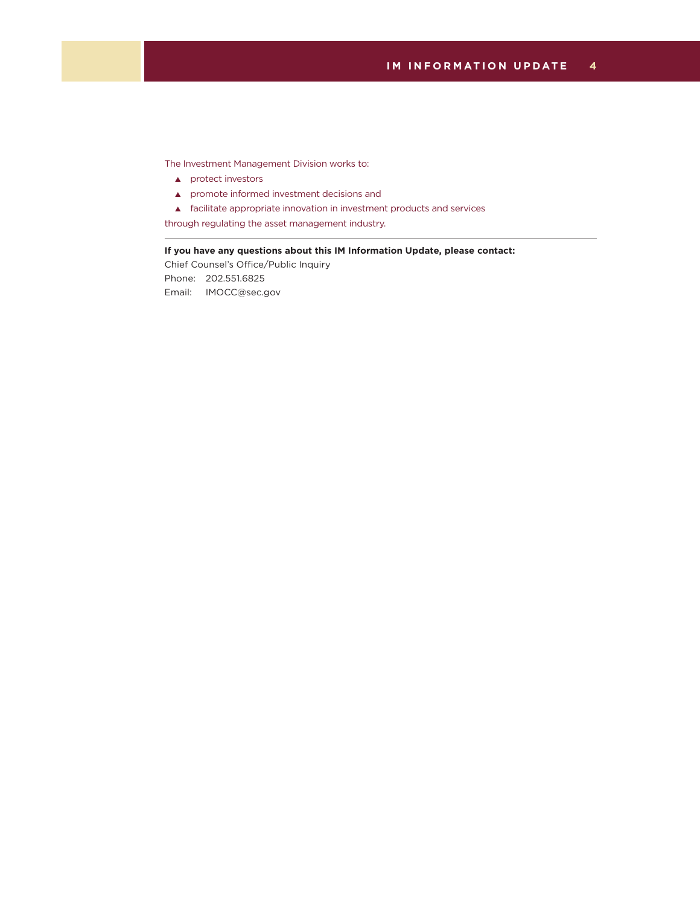The Investment Management Division works to:

- protect investors
- promote informed investment decisions and
- facilitate appropriate innovation in investment products and services

through regulating the asset management industry.

---

**If you have any questions about this IM Information Update, please contact:**

Chief Counsel's Office/Public Inquiry

Phone: 202.551.6825

Email: IMOCC@sec.gov